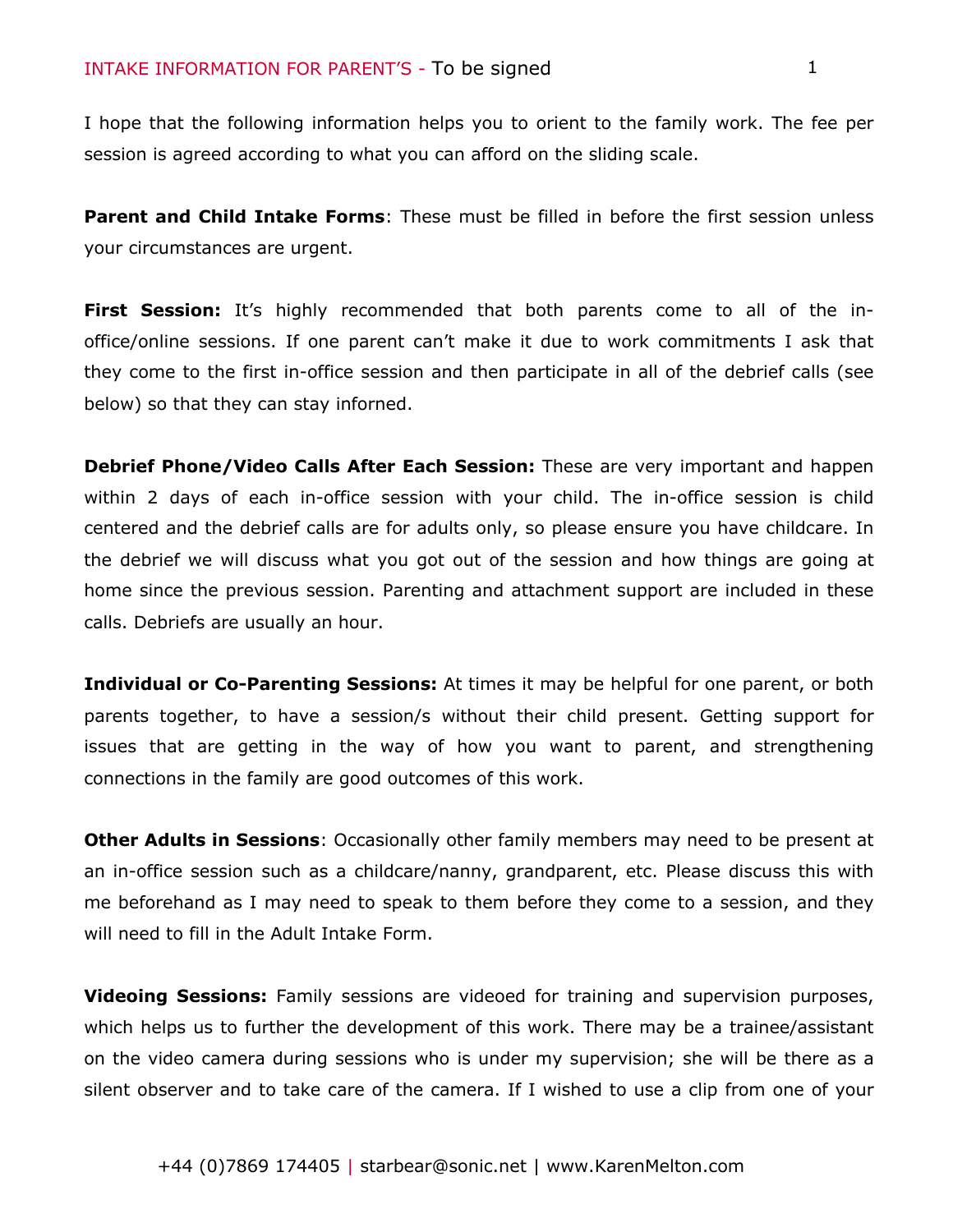# INTAKE INFORMATION FOR PARENT'S - To be signed

I hope that the following information helps you to orient to the family work. The fee per session is agreed according to what you can afford on the sliding scale.

**Parent and Child Intake Forms**: These must be filled in before the first session unless your circumstances are urgent.

**First Session:** It's highly recommended that both parents come to all of the in-office/online sessions. If one parent can't make it due to work commitments I ask that they come to the first in-office session and then participate in all of the debrief calls (see below) so that they can stay inforned.

**Debrief Phone/Video Calls After Each Session:** These are very important and happen within 2 days of each in-office session with your child. The in-office session is child centered and the debrief calls are for adults only, so please ensure you have childcare. In the debrief we will discuss what you got out of the session and how things are going at home since the previous session. Parenting and attachment support are included in these calls. Debriefs are usually an hour.

**Individual or Co-Parenting Sessions:** At times it may be helpful for one parent, or both parents together, to have a session/s without their child present. Getting support for issues that are getting in the way of how you want to parent, and strengthening connections in the family are good outcomes of this work.

**Other Adults in Sessions**: Occasionally other family members may need to be present at an in-office session such as a childcare/nanny, grandparent, etc. Please discuss this with me beforehand as I may need to speak to them before they come to a session, and they will need to fill in the Adult Intake Form.

**Videoing Sessions:** Family sessions are videoed for training and supervision purposes, which helps us to further the development of this work. There may be a trainee/assistant on the video camera during sessions who is under my supervision; she will be there as a silent observer and to take care of the camera. If I wished to use a clip from one of your

+44 (0)7869 174405 | starbear@sonic.net | www.KarenMelton.com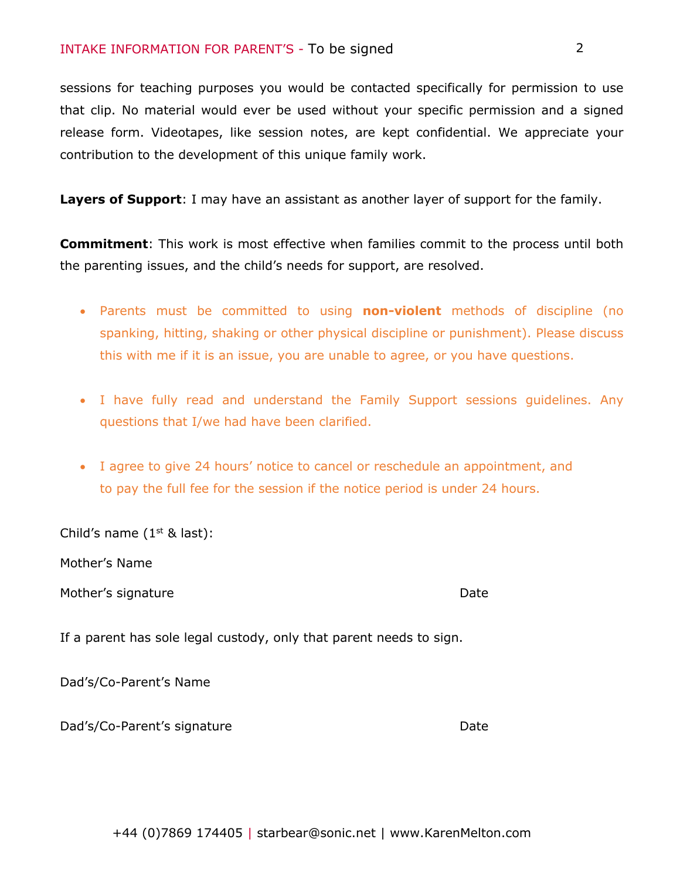sessions for teaching purposes you would be contacted specifically for permission to use that clip. No material would ever be used without your specific permission and a signed release form. Videotapes, like session notes, are kept confidential. We appreciate your contribution to the development of this unique family work.

**Layers of Support**: I may have an assistant as another layer of support for the family.

**Commitment**: This work is most effective when families commit to the process until both the parenting issues, and the child's needs for support, are resolved.

- Parents must be committed to using **non-violent** methods of discipline (no spanking, hitting, shaking or other physical discipline or punishment). Please discuss this with me if it is an issue, you are unable to agree, or you have questions.

- I have fully read and understand the Family Support sessions guidelines. Any questions that I/we had have been clarified.

- I agree to give 24 hours' notice to cancel or reschedule an appointment, and to pay the full fee for the session if the notice period is under 24 hours.

Child's name (1st & last):

Mother's Name

Mother's signature Date

If a parent has sole legal custody, only that parent needs to sign.

Dad's/Co-Parent's Name

Dad's/Co-Parent's signature Date

+44 (0)7869 174405 | starbear@sonic.net | www.KarenMelton.com